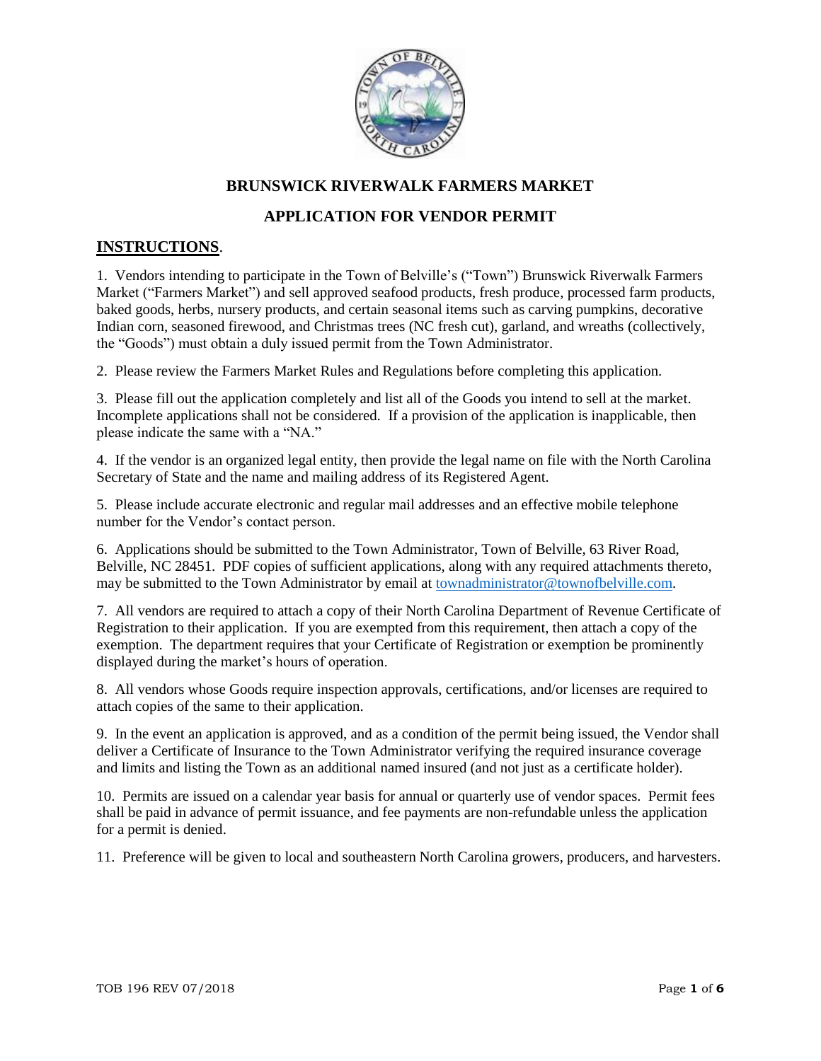# BRUNSWICK RIVERWALK FARMERS MARKET

## APPLICATION FOR VENDOR PERMIT

## INSTRUCTIONS.

1. Vendors intending to participate in the Town of Belville's ("Town") Brunswick Riverwalk Farmers Market ("Farmers Market") and sell approved seafood products, fresh produce, processed farm products, baked goods, herbs, nursery products, and certain seasonal items such as carving pumpkins, decorative Indian corn, seasoned firewood, and Christmas trees (NC fresh cut), garland, and wreaths (collectively, the "Goods") must obtain a duly issued permit from the Town Administrator.

2. Please review the Farmers Market Rules and Regulations before completing this application.

3. Please fill out the application completely and list all of the Goods you intend to sell at the market. Incomplete applications shall not be considered. If a provision of the application is inapplicable, then please indicate the same with a "NA."

4. If the vendor is an organized legal entity, then provide the legal name on file with the North Carolina Secretary of State and the name and mailing address of its Registered Agent.

5. Please include accurate electronic and regular mail addresses and an effective mobile telephone number for the Vendor's contact person.

6. Applications should be submitted to the Town Administrator, Town of Belville, 63 River Road, Belville, NC 28451. PDF copies of sufficient applications, along with any required attachments thereto, may be submitted to the Town Administrator by email at townadministrator@townofbelville.com.

7. All vendors are required to attach a copy of their North Carolina Department of Revenue Certificate of Registration to their application. If you are exempted from this requirement, then attach a copy of the exemption. The department requires that your Certificate of Registration or exemption be prominently displayed during the market's hours of operation.

8. All vendors whose Goods require inspection approvals, certifications, and/or licenses are required to attach copies of the same to their application.

9. In the event an application is approved, and as a condition of the permit being issued, the Vendor shall deliver a Certificate of Insurance to the Town Administrator verifying the required insurance coverage and limits and listing the Town as an additional named insured (and not just as a certificate holder).

10. Permits are issued on a calendar year basis for annual or quarterly use of vendor spaces. Permit fees shall be paid in advance of permit issuance, and fee payments are non-refundable unless the application for a permit is denied.

11. Preference will be given to local and southeastern North Carolina growers, producers, and harvesters.

TOB 196 REV 07/2018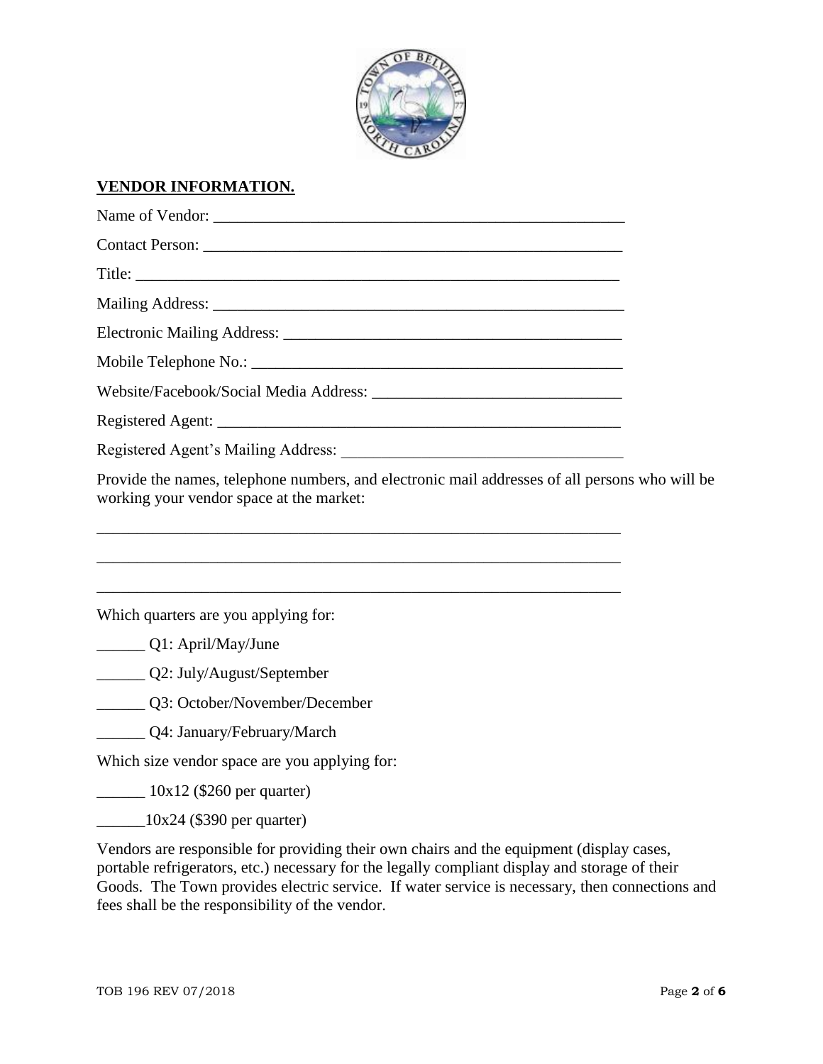**VENDOR INFORMATION.**

Name of Vendor: ____________________________________________________

Contact Person: ____________________________________________________

Title: ____________________________________________________________

Mailing Address: ___________________________________________________

Electronic Mailing Address: __________________________________________

Mobile Telephone No.: ______________________________________________

Website/Facebook/Social Media Address: ______________________________

Registered Agent: __________________________________________________

Registered Agent's Mailing Address: __________________________________

Provide the names, telephone numbers, and electronic mail addresses of all persons who will be working your vendor space at the market:

___________________________________________________________________

___________________________________________________________________

___________________________________________________________________

Which quarters are you applying for:

______ Q1: April/May/June

______ Q2: July/August/September

______ Q3: October/November/December

______ Q4: January/February/March

Which size vendor space are you applying for:

______ 10x12 ($260 per quarter)

______10x24 ($390 per quarter)

Vendors are responsible for providing their own chairs and the equipment (display cases, portable refrigerators, etc.) necessary for the legally compliant display and storage of their Goods. The Town provides electric service. If water service is necessary, then connections and fees shall be the responsibility of the vendor.

TOB 196 REV 07/2018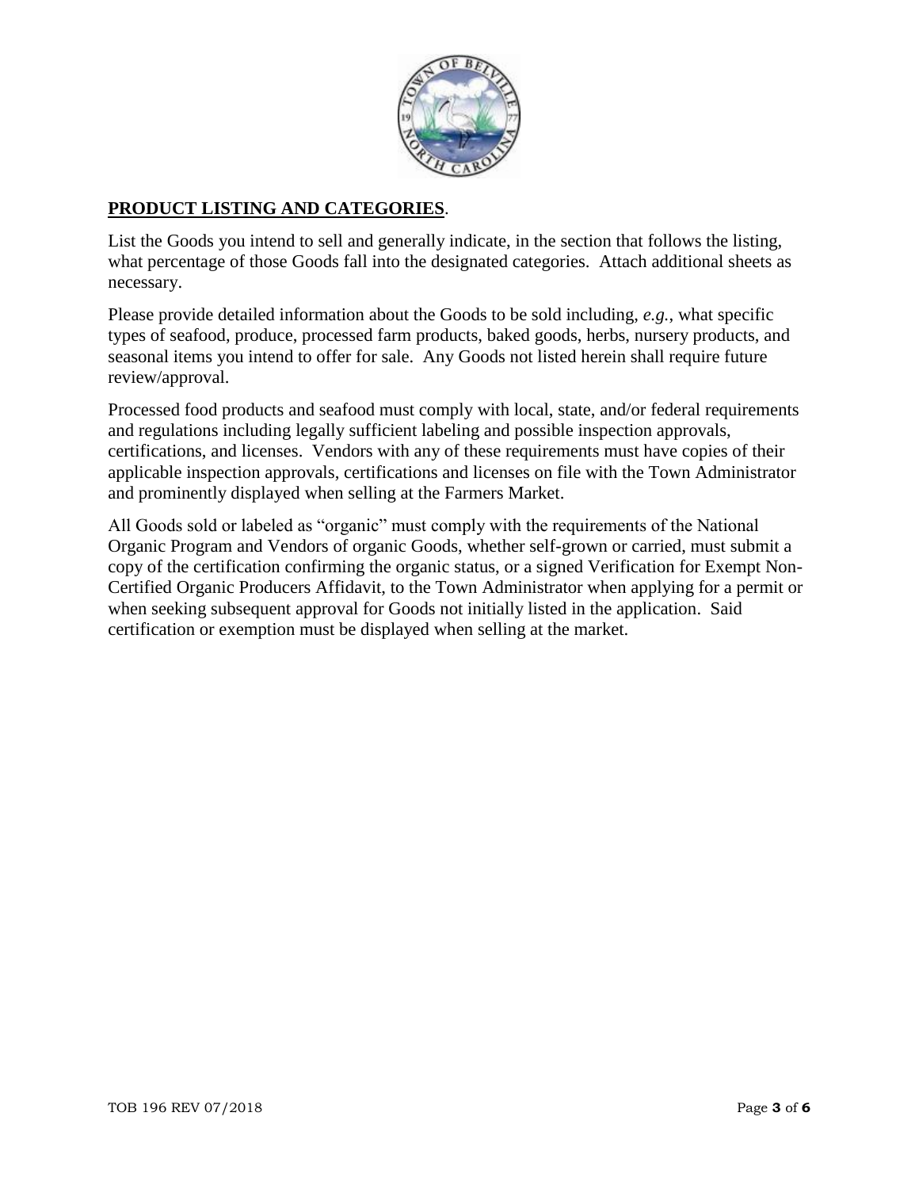## **PRODUCT LISTING AND CATEGORIES**.

List the Goods you intend to sell and generally indicate, in the section that follows the listing, what percentage of those Goods fall into the designated categories. Attach additional sheets as necessary.

Please provide detailed information about the Goods to be sold including, *e.g.*, what specific types of seafood, produce, processed farm products, baked goods, herbs, nursery products, and seasonal items you intend to offer for sale. Any Goods not listed herein shall require future review/approval.

Processed food products and seafood must comply with local, state, and/or federal requirements and regulations including legally sufficient labeling and possible inspection approvals, certifications, and licenses. Vendors with any of these requirements must have copies of their applicable inspection approvals, certifications and licenses on file with the Town Administrator and prominently displayed when selling at the Farmers Market.

All Goods sold or labeled as "organic" must comply with the requirements of the National Organic Program and Vendors of organic Goods, whether self-grown or carried, must submit a copy of the certification confirming the organic status, or a signed Verification for Exempt Non-Certified Organic Producers Affidavit, to the Town Administrator when applying for a permit or when seeking subsequent approval for Goods not initially listed in the application. Said certification or exemption must be displayed when selling at the market.

TOB 196 REV 07/2018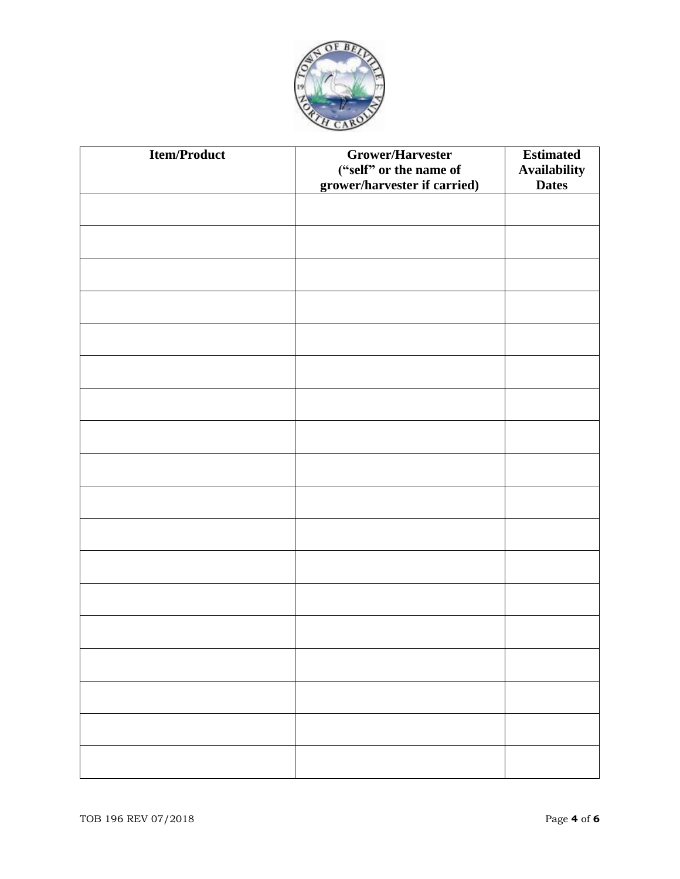| Item/Product | Grower/Harvester ("self" or the name of grower/harvester if carried) | Estimated Availability Dates |
| --- | --- | --- |
| | | |
| | | |
| | | |
| | | |
| | | |
| | | |
| | | |
| | | |
| | | |
| | | |
| | | |
| | | |
| | | |
| | | |
| | | |
| | | |
| | | |
| | | |

TOB 196 REV 07/2018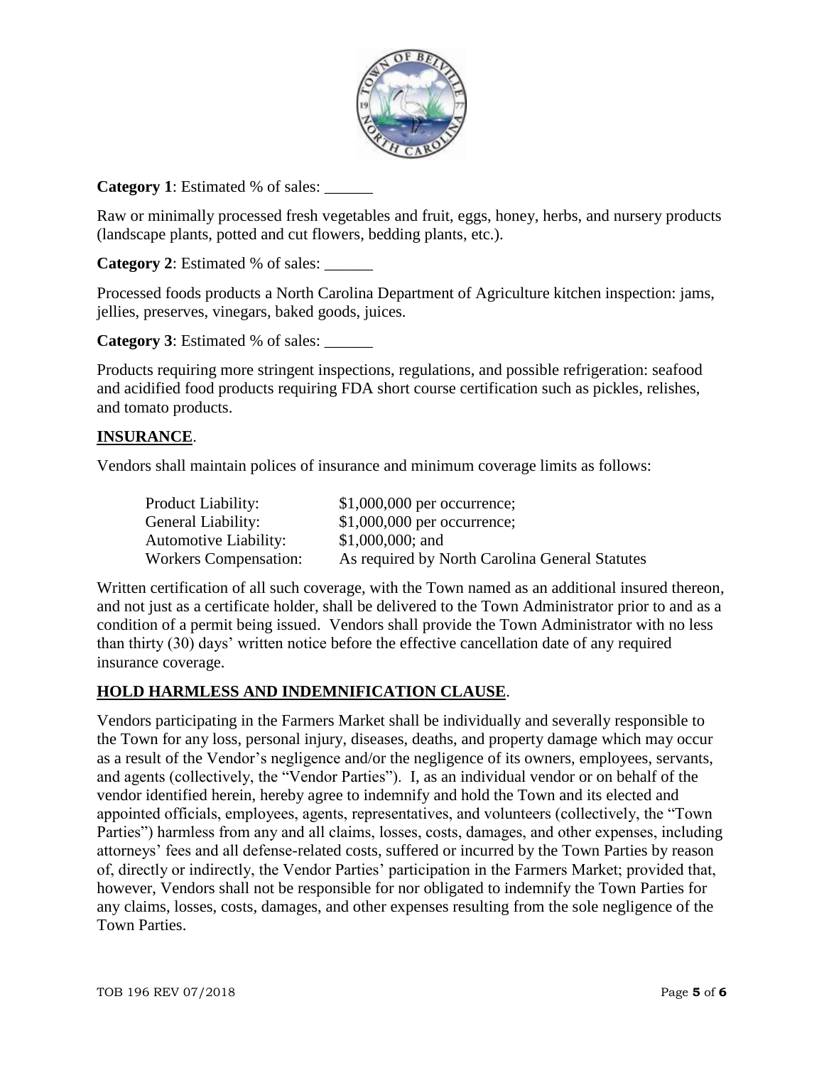**Category 1**: Estimated % of sales: ______

Raw or minimally processed fresh vegetables and fruit, eggs, honey, herbs, and nursery products (landscape plants, potted and cut flowers, bedding plants, etc.).

**Category 2**: Estimated % of sales: ______

Processed foods products a North Carolina Department of Agriculture kitchen inspection: jams, jellies, preserves, vinegars, baked goods, juices.

**Category 3**: Estimated % of sales: ______

Products requiring more stringent inspections, regulations, and possible refrigeration: seafood and acidified food products requiring FDA short course certification such as pickles, relishes, and tomato products.

## INSURANCE.

Vendors shall maintain polices of insurance and minimum coverage limits as follows:

| | |
|---|---|
| Product Liability: | $1,000,000 per occurrence; |
| General Liability: | $1,000,000 per occurrence; |
| Automotive Liability: | $1,000,000; and |
| Workers Compensation: | As required by North Carolina General Statutes |

Written certification of all such coverage, with the Town named as an additional insured thereon, and not just as a certificate holder, shall be delivered to the Town Administrator prior to and as a condition of a permit being issued. Vendors shall provide the Town Administrator with no less than thirty (30) days' written notice before the effective cancellation date of any required insurance coverage.

## HOLD HARMLESS AND INDEMNIFICATION CLAUSE.

Vendors participating in the Farmers Market shall be individually and severally responsible to the Town for any loss, personal injury, diseases, deaths, and property damage which may occur as a result of the Vendor's negligence and/or the negligence of its owners, employees, servants, and agents (collectively, the "Vendor Parties"). I, as an individual vendor or on behalf of the vendor identified herein, hereby agree to indemnify and hold the Town and its elected and appointed officials, employees, agents, representatives, and volunteers (collectively, the "Town Parties") harmless from any and all claims, losses, costs, damages, and other expenses, including attorneys' fees and all defense-related costs, suffered or incurred by the Town Parties by reason of, directly or indirectly, the Vendor Parties' participation in the Farmers Market; provided that, however, Vendors shall not be responsible for nor obligated to indemnify the Town Parties for any claims, losses, costs, damages, and other expenses resulting from the sole negligence of the Town Parties.

TOB 196 REV 07/2018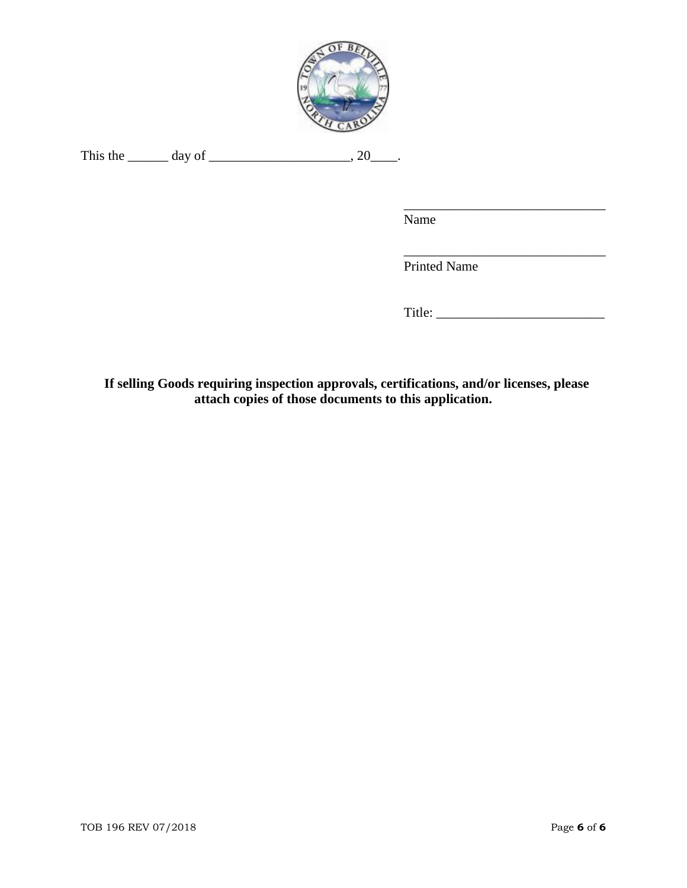This the ______ day of _____________________, 20____.

_______________________________
Name

_______________________________
Printed Name

Title: _________________________

**If selling Goods requiring inspection approvals, certifications, and/or licenses, please attach copies of those documents to this application.**

TOB 196 REV 07/2018